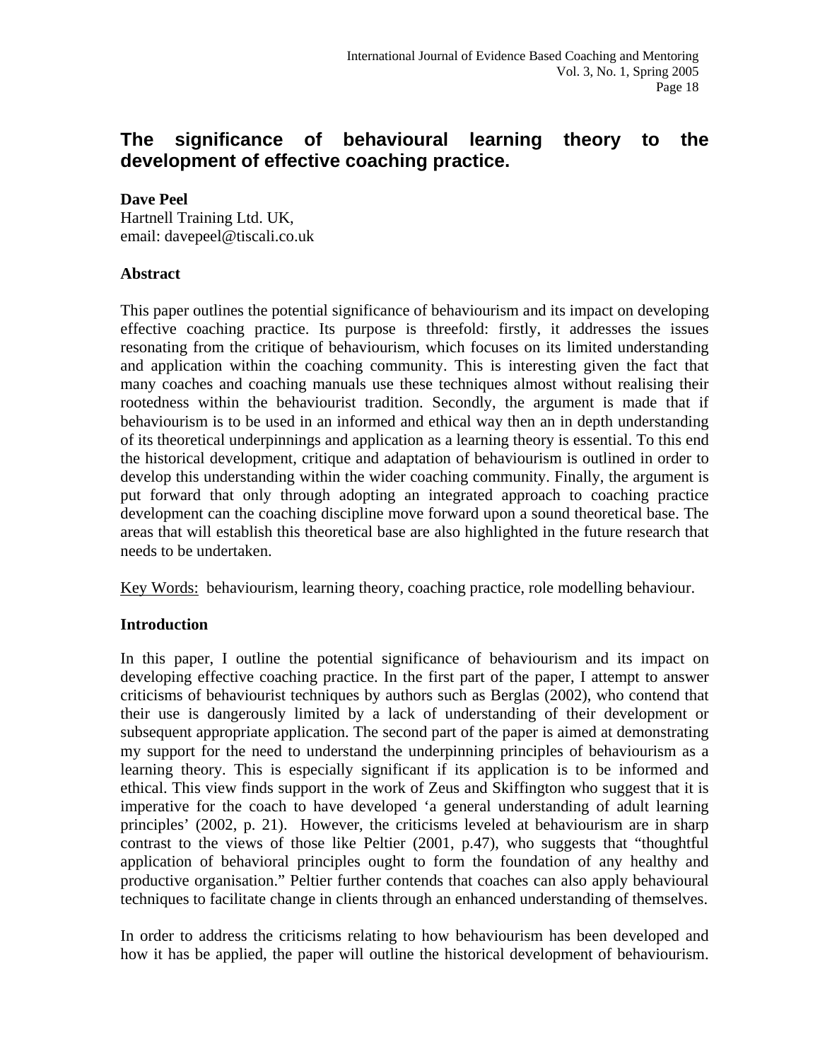# The significance of behavioural learning theory to the development of effective coaching practice.

**Dave Peel**
Hartnell Training Ltd. UK,
email: davepeel@tiscali.co.uk

## Abstract

This paper outlines the potential significance of behaviourism and its impact on developing effective coaching practice. Its purpose is threefold: firstly, it addresses the issues resonating from the critique of behaviourism, which focuses on its limited understanding and application within the coaching community. This is interesting given the fact that many coaches and coaching manuals use these techniques almost without realising their rootedness within the behaviourist tradition. Secondly, the argument is made that if behaviourism is to be used in an informed and ethical way then an in depth understanding of its theoretical underpinnings and application as a learning theory is essential. To this end the historical development, critique and adaptation of behaviourism is outlined in order to develop this understanding within the wider coaching community. Finally, the argument is put forward that only through adopting an integrated approach to coaching practice development can the coaching discipline move forward upon a sound theoretical base. The areas that will establish this theoretical base are also highlighted in the future research that needs to be undertaken.

Key Words: behaviourism, learning theory, coaching practice, role modelling behaviour.

## Introduction

In this paper, I outline the potential significance of behaviourism and its impact on developing effective coaching practice. In the first part of the paper, I attempt to answer criticisms of behaviourist techniques by authors such as Berglas (2002), who contend that their use is dangerously limited by a lack of understanding of their development or subsequent appropriate application. The second part of the paper is aimed at demonstrating my support for the need to understand the underpinning principles of behaviourism as a learning theory. This is especially significant if its application is to be informed and ethical. This view finds support in the work of Zeus and Skiffington who suggest that it is imperative for the coach to have developed 'a general understanding of adult learning principles' (2002, p. 21). However, the criticisms leveled at behaviourism are in sharp contrast to the views of those like Peltier (2001, p.47), who suggests that "thoughtful application of behavioral principles ought to form the foundation of any healthy and productive organisation." Peltier further contends that coaches can also apply behavioural techniques to facilitate change in clients through an enhanced understanding of themselves.

In order to address the criticisms relating to how behaviourism has been developed and how it has be applied, the paper will outline the historical development of behaviourism.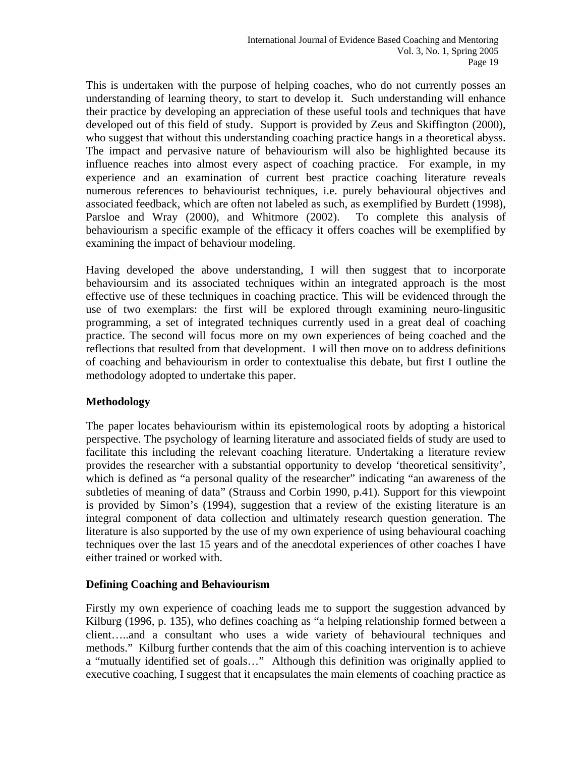This is undertaken with the purpose of helping coaches, who do not currently posses an understanding of learning theory, to start to develop it. Such understanding will enhance their practice by developing an appreciation of these useful tools and techniques that have developed out of this field of study. Support is provided by Zeus and Skiffington (2000), who suggest that without this understanding coaching practice hangs in a theoretical abyss. The impact and pervasive nature of behaviourism will also be highlighted because its influence reaches into almost every aspect of coaching practice. For example, in my experience and an examination of current best practice coaching literature reveals numerous references to behaviourist techniques, i.e. purely behavioural objectives and associated feedback, which are often not labeled as such, as exemplified by Burdett (1998), Parsloe and Wray (2000), and Whitmore (2002). To complete this analysis of behaviourism a specific example of the efficacy it offers coaches will be exemplified by examining the impact of behaviour modeling.

Having developed the above understanding, I will then suggest that to incorporate behavioursim and its associated techniques within an integrated approach is the most effective use of these techniques in coaching practice. This will be evidenced through the use of two exemplars: the first will be explored through examining neuro-lingusitic programming, a set of integrated techniques currently used in a great deal of coaching practice. The second will focus more on my own experiences of being coached and the reflections that resulted from that development. I will then move on to address definitions of coaching and behaviourism in order to contextualise this debate, but first I outline the methodology adopted to undertake this paper.

## Methodology

The paper locates behaviourism within its epistemological roots by adopting a historical perspective. The psychology of learning literature and associated fields of study are used to facilitate this including the relevant coaching literature. Undertaking a literature review provides the researcher with a substantial opportunity to develop 'theoretical sensitivity', which is defined as "a personal quality of the researcher" indicating "an awareness of the subtleties of meaning of data" (Strauss and Corbin 1990, p.41). Support for this viewpoint is provided by Simon's (1994), suggestion that a review of the existing literature is an integral component of data collection and ultimately research question generation. The literature is also supported by the use of my own experience of using behavioural coaching techniques over the last 15 years and of the anecdotal experiences of other coaches I have either trained or worked with.

## Defining Coaching and Behaviourism

Firstly my own experience of coaching leads me to support the suggestion advanced by Kilburg (1996, p. 135), who defines coaching as "a helping relationship formed between a client…..and a consultant who uses a wide variety of behavioural techniques and methods." Kilburg further contends that the aim of this coaching intervention is to achieve a "mutually identified set of goals…" Although this definition was originally applied to executive coaching, I suggest that it encapsulates the main elements of coaching practice as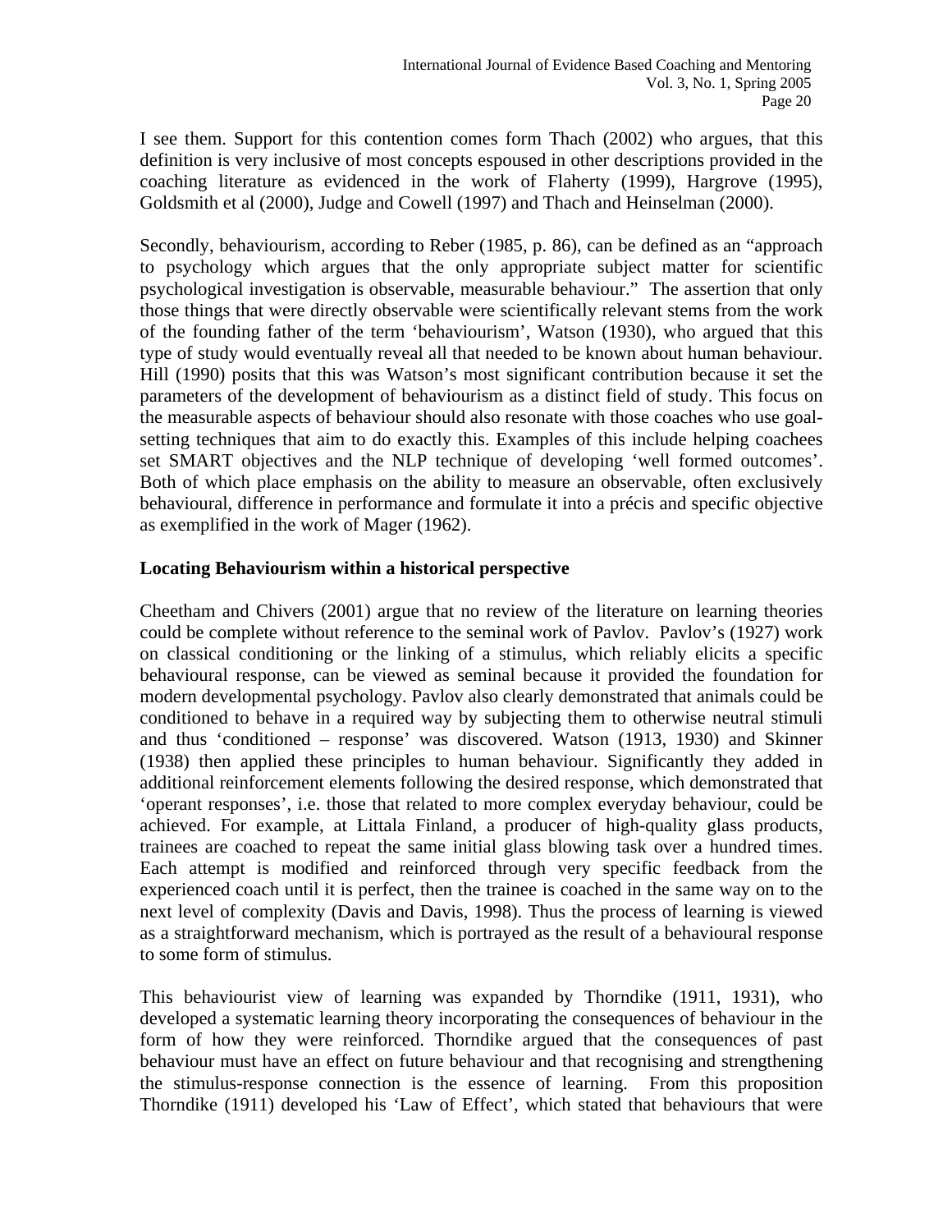I see them. Support for this contention comes form Thach (2002) who argues, that this definition is very inclusive of most concepts espoused in other descriptions provided in the coaching literature as evidenced in the work of Flaherty (1999), Hargrove (1995), Goldsmith et al (2000), Judge and Cowell (1997) and Thach and Heinselman (2000).

Secondly, behaviourism, according to Reber (1985, p. 86), can be defined as an "approach to psychology which argues that the only appropriate subject matter for scientific psychological investigation is observable, measurable behaviour." The assertion that only those things that were directly observable were scientifically relevant stems from the work of the founding father of the term 'behaviourism', Watson (1930), who argued that this type of study would eventually reveal all that needed to be known about human behaviour. Hill (1990) posits that this was Watson's most significant contribution because it set the parameters of the development of behaviourism as a distinct field of study. This focus on the measurable aspects of behaviour should also resonate with those coaches who use goal-setting techniques that aim to do exactly this. Examples of this include helping coachees set SMART objectives and the NLP technique of developing 'well formed outcomes'. Both of which place emphasis on the ability to measure an observable, often exclusively behavioural, difference in performance and formulate it into a précis and specific objective as exemplified in the work of Mager (1962).

## Locating Behaviourism within a historical perspective

Cheetham and Chivers (2001) argue that no review of the literature on learning theories could be complete without reference to the seminal work of Pavlov. Pavlov's (1927) work on classical conditioning or the linking of a stimulus, which reliably elicits a specific behavioural response, can be viewed as seminal because it provided the foundation for modern developmental psychology. Pavlov also clearly demonstrated that animals could be conditioned to behave in a required way by subjecting them to otherwise neutral stimuli and thus 'conditioned – response' was discovered. Watson (1913, 1930) and Skinner (1938) then applied these principles to human behaviour. Significantly they added in additional reinforcement elements following the desired response, which demonstrated that 'operant responses', i.e. those that related to more complex everyday behaviour, could be achieved. For example, at Littala Finland, a producer of high-quality glass products, trainees are coached to repeat the same initial glass blowing task over a hundred times. Each attempt is modified and reinforced through very specific feedback from the experienced coach until it is perfect, then the trainee is coached in the same way on to the next level of complexity (Davis and Davis, 1998). Thus the process of learning is viewed as a straightforward mechanism, which is portrayed as the result of a behavioural response to some form of stimulus.

This behaviourist view of learning was expanded by Thorndike (1911, 1931), who developed a systematic learning theory incorporating the consequences of behaviour in the form of how they were reinforced. Thorndike argued that the consequences of past behaviour must have an effect on future behaviour and that recognising and strengthening the stimulus-response connection is the essence of learning. From this proposition Thorndike (1911) developed his 'Law of Effect', which stated that behaviours that were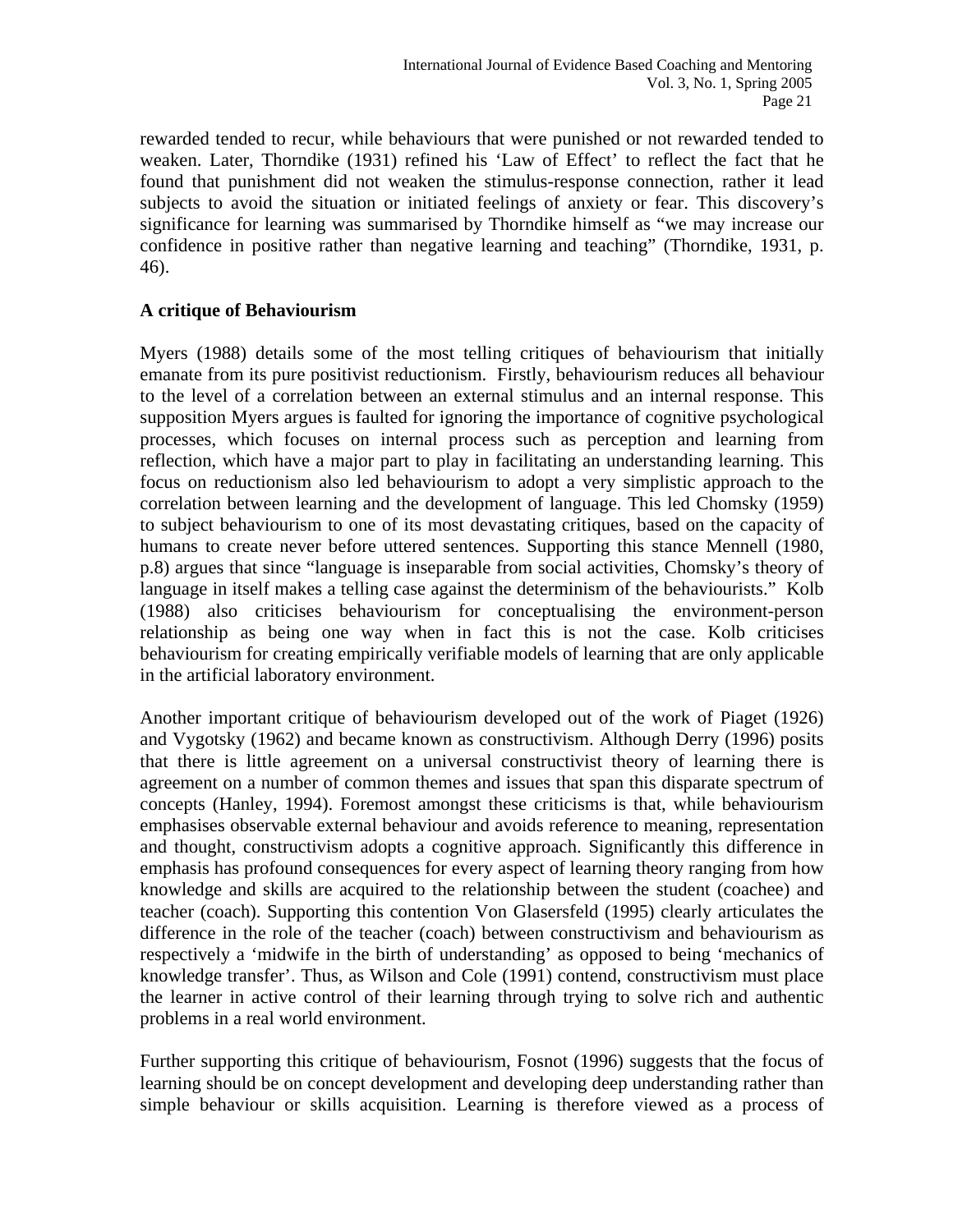rewarded tended to recur, while behaviours that were punished or not rewarded tended to weaken. Later, Thorndike (1931) refined his 'Law of Effect' to reflect the fact that he found that punishment did not weaken the stimulus-response connection, rather it lead subjects to avoid the situation or initiated feelings of anxiety or fear. This discovery's significance for learning was summarised by Thorndike himself as "we may increase our confidence in positive rather than negative learning and teaching" (Thorndike, 1931, p. 46).

## A critique of Behaviourism

Myers (1988) details some of the most telling critiques of behaviourism that initially emanate from its pure positivist reductionism. Firstly, behaviourism reduces all behaviour to the level of a correlation between an external stimulus and an internal response. This supposition Myers argues is faulted for ignoring the importance of cognitive psychological processes, which focuses on internal process such as perception and learning from reflection, which have a major part to play in facilitating an understanding learning. This focus on reductionism also led behaviourism to adopt a very simplistic approach to the correlation between learning and the development of language. This led Chomsky (1959) to subject behaviourism to one of its most devastating critiques, based on the capacity of humans to create never before uttered sentences. Supporting this stance Mennell (1980, p.8) argues that since "language is inseparable from social activities, Chomsky's theory of language in itself makes a telling case against the determinism of the behaviourists." Kolb (1988) also criticises behaviourism for conceptualising the environment-person relationship as being one way when in fact this is not the case. Kolb criticises behaviourism for creating empirically verifiable models of learning that are only applicable in the artificial laboratory environment.

Another important critique of behaviourism developed out of the work of Piaget (1926) and Vygotsky (1962) and became known as constructivism. Although Derry (1996) posits that there is little agreement on a universal constructivist theory of learning there is agreement on a number of common themes and issues that span this disparate spectrum of concepts (Hanley, 1994). Foremost amongst these criticisms is that, while behaviourism emphasises observable external behaviour and avoids reference to meaning, representation and thought, constructivism adopts a cognitive approach. Significantly this difference in emphasis has profound consequences for every aspect of learning theory ranging from how knowledge and skills are acquired to the relationship between the student (coachee) and teacher (coach). Supporting this contention Von Glasersfeld (1995) clearly articulates the difference in the role of the teacher (coach) between constructivism and behaviourism as respectively a 'midwife in the birth of understanding' as opposed to being 'mechanics of knowledge transfer'. Thus, as Wilson and Cole (1991) contend, constructivism must place the learner in active control of their learning through trying to solve rich and authentic problems in a real world environment.

Further supporting this critique of behaviourism, Fosnot (1996) suggests that the focus of learning should be on concept development and developing deep understanding rather than simple behaviour or skills acquisition. Learning is therefore viewed as a process of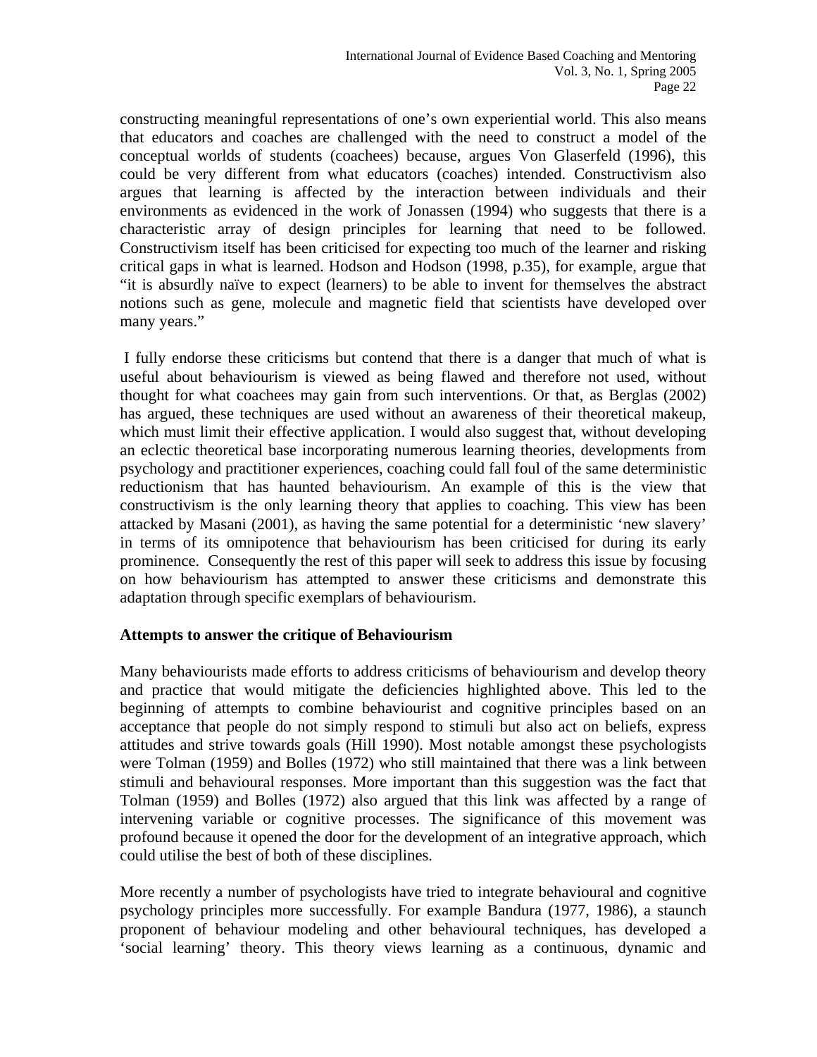constructing meaningful representations of one's own experiential world. This also means that educators and coaches are challenged with the need to construct a model of the conceptual worlds of students (coachees) because, argues Von Glaserfeld (1996), this could be very different from what educators (coaches) intended. Constructivism also argues that learning is affected by the interaction between individuals and their environments as evidenced in the work of Jonassen (1994) who suggests that there is a characteristic array of design principles for learning that need to be followed. Constructivism itself has been criticised for expecting too much of the learner and risking critical gaps in what is learned. Hodson and Hodson (1998, p.35), for example, argue that "it is absurdly naïve to expect (learners) to be able to invent for themselves the abstract notions such as gene, molecule and magnetic field that scientists have developed over many years."

I fully endorse these criticisms but contend that there is a danger that much of what is useful about behaviourism is viewed as being flawed and therefore not used, without thought for what coachees may gain from such interventions. Or that, as Berglas (2002) has argued, these techniques are used without an awareness of their theoretical makeup, which must limit their effective application. I would also suggest that, without developing an eclectic theoretical base incorporating numerous learning theories, developments from psychology and practitioner experiences, coaching could fall foul of the same deterministic reductionism that has haunted behaviourism. An example of this is the view that constructivism is the only learning theory that applies to coaching. This view has been attacked by Masani (2001), as having the same potential for a deterministic 'new slavery' in terms of its omnipotence that behaviourism has been criticised for during its early prominence. Consequently the rest of this paper will seek to address this issue by focusing on how behaviourism has attempted to answer these criticisms and demonstrate this adaptation through specific exemplars of behaviourism.

**Attempts to answer the critique of Behaviourism**

Many behaviourists made efforts to address criticisms of behaviourism and develop theory and practice that would mitigate the deficiencies highlighted above. This led to the beginning of attempts to combine behaviourist and cognitive principles based on an acceptance that people do not simply respond to stimuli but also act on beliefs, express attitudes and strive towards goals (Hill 1990). Most notable amongst these psychologists were Tolman (1959) and Bolles (1972) who still maintained that there was a link between stimuli and behavioural responses. More important than this suggestion was the fact that Tolman (1959) and Bolles (1972) also argued that this link was affected by a range of intervening variable or cognitive processes. The significance of this movement was profound because it opened the door for the development of an integrative approach, which could utilise the best of both of these disciplines.

More recently a number of psychologists have tried to integrate behavioural and cognitive psychology principles more successfully. For example Bandura (1977, 1986), a staunch proponent of behaviour modeling and other behavioural techniques, has developed a 'social learning' theory. This theory views learning as a continuous, dynamic and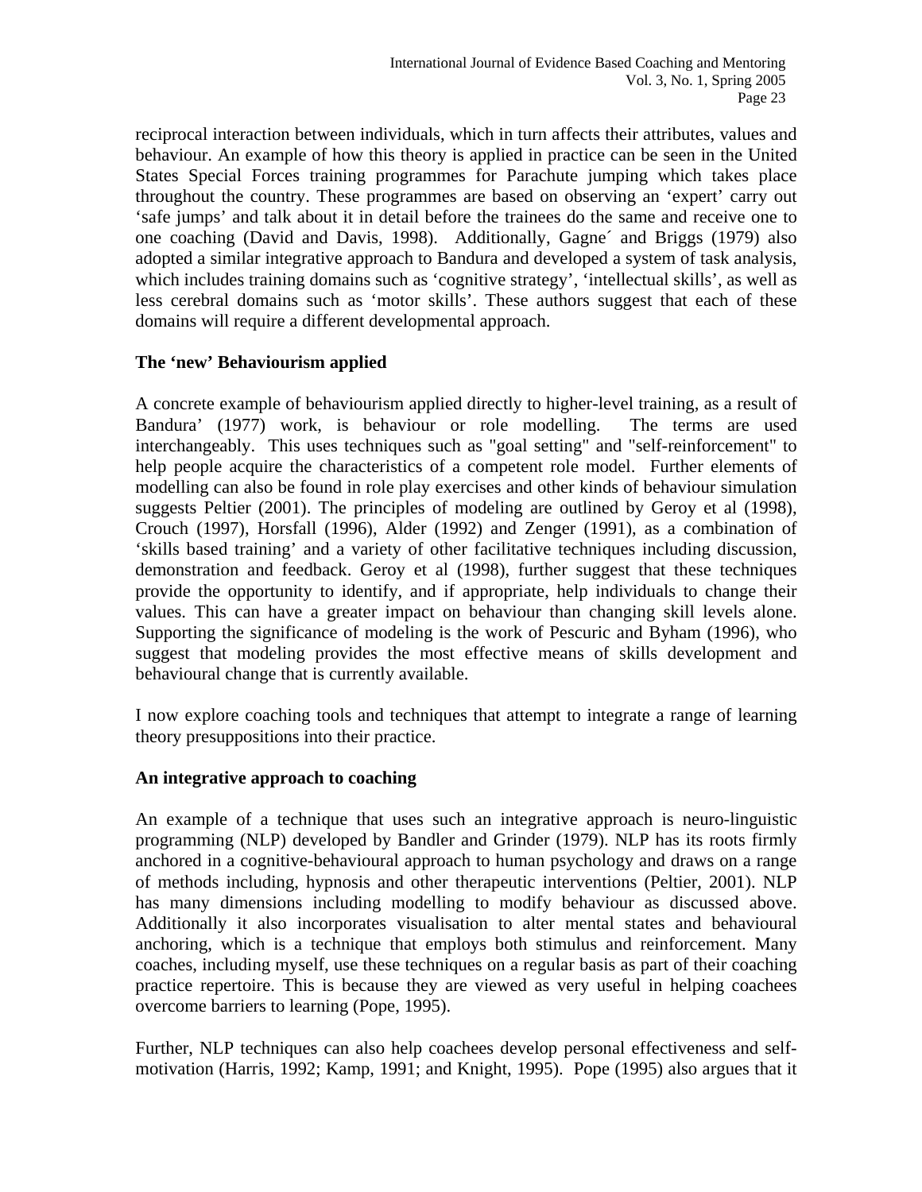reciprocal interaction between individuals, which in turn affects their attributes, values and behaviour. An example of how this theory is applied in practice can be seen in the United States Special Forces training programmes for Parachute jumping which takes place throughout the country. These programmes are based on observing an 'expert' carry out 'safe jumps' and talk about it in detail before the trainees do the same and receive one to one coaching (David and Davis, 1998). Additionally, Gagne´ and Briggs (1979) also adopted a similar integrative approach to Bandura and developed a system of task analysis, which includes training domains such as 'cognitive strategy', 'intellectual skills', as well as less cerebral domains such as 'motor skills'. These authors suggest that each of these domains will require a different developmental approach.

### The 'new' Behaviourism applied

A concrete example of behaviourism applied directly to higher-level training, as a result of Bandura' (1977) work, is behaviour or role modelling. The terms are used interchangeably. This uses techniques such as "goal setting" and "self-reinforcement" to help people acquire the characteristics of a competent role model. Further elements of modelling can also be found in role play exercises and other kinds of behaviour simulation suggests Peltier (2001). The principles of modeling are outlined by Geroy et al (1998), Crouch (1997), Horsfall (1996), Alder (1992) and Zenger (1991), as a combination of 'skills based training' and a variety of other facilitative techniques including discussion, demonstration and feedback. Geroy et al (1998), further suggest that these techniques provide the opportunity to identify, and if appropriate, help individuals to change their values. This can have a greater impact on behaviour than changing skill levels alone. Supporting the significance of modeling is the work of Pescuric and Byham (1996), who suggest that modeling provides the most effective means of skills development and behavioural change that is currently available.

I now explore coaching tools and techniques that attempt to integrate a range of learning theory presuppositions into their practice.

### An integrative approach to coaching

An example of a technique that uses such an integrative approach is neuro-linguistic programming (NLP) developed by Bandler and Grinder (1979). NLP has its roots firmly anchored in a cognitive-behavioural approach to human psychology and draws on a range of methods including, hypnosis and other therapeutic interventions (Peltier, 2001). NLP has many dimensions including modelling to modify behaviour as discussed above. Additionally it also incorporates visualisation to alter mental states and behavioural anchoring, which is a technique that employs both stimulus and reinforcement. Many coaches, including myself, use these techniques on a regular basis as part of their coaching practice repertoire. This is because they are viewed as very useful in helping coachees overcome barriers to learning (Pope, 1995).

Further, NLP techniques can also help coachees develop personal effectiveness and self-motivation (Harris, 1992; Kamp, 1991; and Knight, 1995). Pope (1995) also argues that it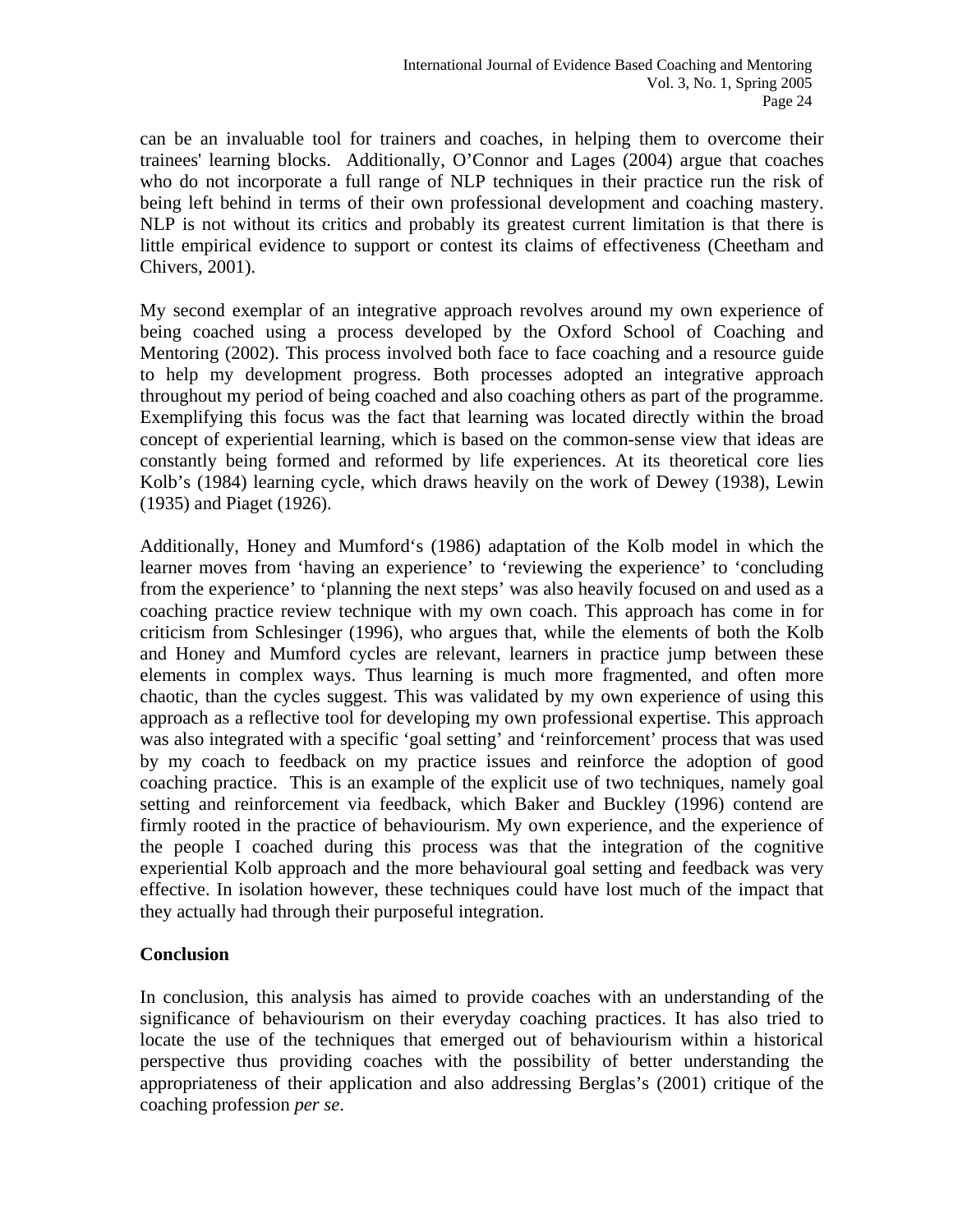can be an invaluable tool for trainers and coaches, in helping them to overcome their trainees' learning blocks. Additionally, O'Connor and Lages (2004) argue that coaches who do not incorporate a full range of NLP techniques in their practice run the risk of being left behind in terms of their own professional development and coaching mastery. NLP is not without its critics and probably its greatest current limitation is that there is little empirical evidence to support or contest its claims of effectiveness (Cheetham and Chivers, 2001).

My second exemplar of an integrative approach revolves around my own experience of being coached using a process developed by the Oxford School of Coaching and Mentoring (2002). This process involved both face to face coaching and a resource guide to help my development progress. Both processes adopted an integrative approach throughout my period of being coached and also coaching others as part of the programme. Exemplifying this focus was the fact that learning was located directly within the broad concept of experiential learning, which is based on the common-sense view that ideas are constantly being formed and reformed by life experiences. At its theoretical core lies Kolb's (1984) learning cycle, which draws heavily on the work of Dewey (1938), Lewin (1935) and Piaget (1926).

Additionally, Honey and Mumford's (1986) adaptation of the Kolb model in which the learner moves from 'having an experience' to 'reviewing the experience' to 'concluding from the experience' to 'planning the next steps' was also heavily focused on and used as a coaching practice review technique with my own coach. This approach has come in for criticism from Schlesinger (1996), who argues that, while the elements of both the Kolb and Honey and Mumford cycles are relevant, learners in practice jump between these elements in complex ways. Thus learning is much more fragmented, and often more chaotic, than the cycles suggest. This was validated by my own experience of using this approach as a reflective tool for developing my own professional expertise. This approach was also integrated with a specific 'goal setting' and 'reinforcement' process that was used by my coach to feedback on my practice issues and reinforce the adoption of good coaching practice. This is an example of the explicit use of two techniques, namely goal setting and reinforcement via feedback, which Baker and Buckley (1996) contend are firmly rooted in the practice of behaviourism. My own experience, and the experience of the people I coached during this process was that the integration of the cognitive experiential Kolb approach and the more behavioural goal setting and feedback was very effective. In isolation however, these techniques could have lost much of the impact that they actually had through their purposeful integration.

## Conclusion

In conclusion, this analysis has aimed to provide coaches with an understanding of the significance of behaviourism on their everyday coaching practices. It has also tried to locate the use of the techniques that emerged out of behaviourism within a historical perspective thus providing coaches with the possibility of better understanding the appropriateness of their application and also addressing Berglas's (2001) critique of the coaching profession *per se*.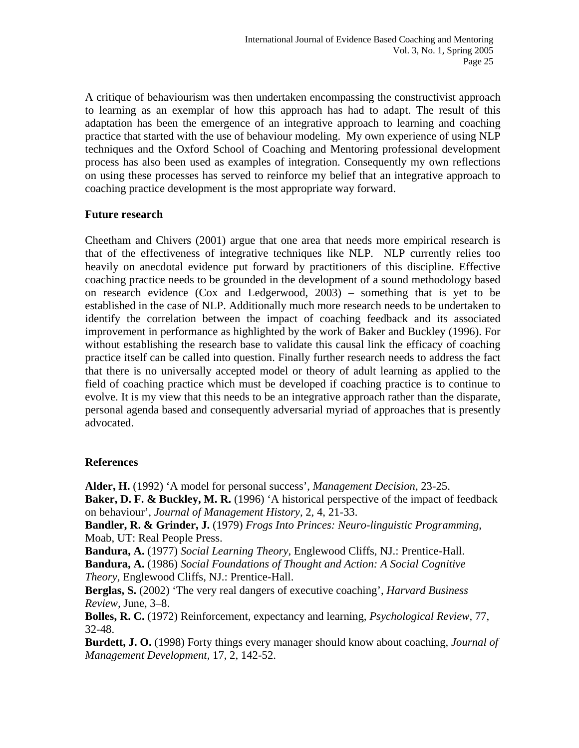A critique of behaviourism was then undertaken encompassing the constructivist approach to learning as an exemplar of how this approach has had to adapt. The result of this adaptation has been the emergence of an integrative approach to learning and coaching practice that started with the use of behaviour modeling. My own experience of using NLP techniques and the Oxford School of Coaching and Mentoring professional development process has also been used as examples of integration. Consequently my own reflections on using these processes has served to reinforce my belief that an integrative approach to coaching practice development is the most appropriate way forward.

## Future research

Cheetham and Chivers (2001) argue that one area that needs more empirical research is that of the effectiveness of integrative techniques like NLP. NLP currently relies too heavily on anecdotal evidence put forward by practitioners of this discipline. Effective coaching practice needs to be grounded in the development of a sound methodology based on research evidence (Cox and Ledgerwood, 2003) – something that is yet to be established in the case of NLP. Additionally much more research needs to be undertaken to identify the correlation between the impact of coaching feedback and its associated improvement in performance as highlighted by the work of Baker and Buckley (1996). For without establishing the research base to validate this causal link the efficacy of coaching practice itself can be called into question. Finally further research needs to address the fact that there is no universally accepted model or theory of adult learning as applied to the field of coaching practice which must be developed if coaching practice is to continue to evolve. It is my view that this needs to be an integrative approach rather than the disparate, personal agenda based and consequently adversarial myriad of approaches that is presently advocated.

## References

**Alder, H.** (1992) 'A model for personal success', *Management Decision*, 23-25.

**Baker, D. F. & Buckley, M. R.** (1996) 'A historical perspective of the impact of feedback on behaviour', *Journal of Management History*, 2, 4, 21-33.

**Bandler, R. & Grinder, J.** (1979) *Frogs Into Princes: Neuro-linguistic Programming*, Moab, UT: Real People Press.

**Bandura, A.** (1977) *Social Learning Theory*, Englewood Cliffs, NJ.: Prentice-Hall.

**Bandura, A.** (1986) *Social Foundations of Thought and Action: A Social Cognitive Theory*, Englewood Cliffs, NJ.: Prentice-Hall.

**Berglas, S.** (2002) 'The very real dangers of executive coaching', *Harvard Business Review*, June, 3–8.

**Bolles, R. C.** (1972) Reinforcement, expectancy and learning, *Psychological Review*, 77, 32-48.

**Burdett, J. O.** (1998) Forty things every manager should know about coaching, *Journal of Management Development*, 17, 2, 142-52.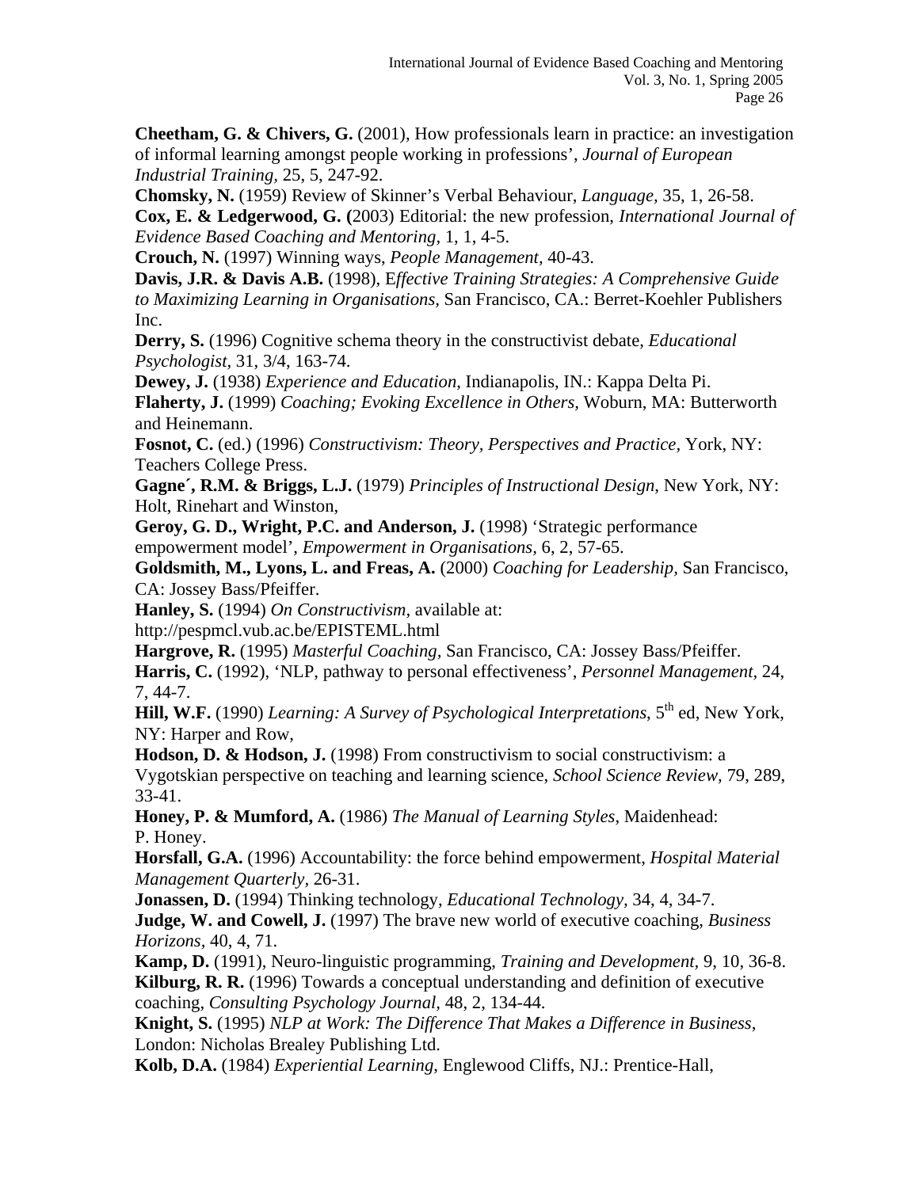**Cheetham, G. & Chivers, G.** (2001), How professionals learn in practice: an investigation of informal learning amongst people working in professions', *Journal of European Industrial Training,* 25, 5, 247-92.

**Chomsky, N.** (1959) Review of Skinner's Verbal Behaviour, *Language,* 35, 1, 26-58.

**Cox, E. & Ledgerwood, G. (**2003) Editorial: the new profession, *International Journal of Evidence Based Coaching and Mentoring,* 1, 1, 4-5.

**Crouch, N.** (1997) Winning ways, *People Management,* 40-43.

**Davis, J.R. & Davis A.B.** (1998), E*ffective Training Strategies: A Comprehensive Guide to Maximizing Learning in Organisations,* San Francisco, CA.: Berret-Koehler Publishers Inc.

**Derry, S.** (1996) Cognitive schema theory in the constructivist debate, *Educational Psychologist,* 31, 3/4, 163-74.

**Dewey, J.** (1938) *Experience and Education*, Indianapolis, IN.: Kappa Delta Pi.

**Flaherty, J.** (1999) *Coaching; Evoking Excellence in Others,* Woburn, MA: Butterworth and Heinemann.

**Fosnot, C.** (ed.) (1996) *Constructivism: Theory, Perspectives and Practice,* York, NY: Teachers College Press.

**Gagne´, R.M. & Briggs, L.J.** (1979) *Principles of Instructional Design*, New York, NY: Holt, Rinehart and Winston,

**Geroy, G. D., Wright, P.C. and Anderson, J.** (1998) 'Strategic performance empowerment model', *Empowerment in Organisations*, 6, 2, 57-65.

**Goldsmith, M., Lyons, L. and Freas, A.** (2000) *Coaching for Leadership,* San Francisco, CA: Jossey Bass/Pfeiffer.

**Hanley, S.** (1994) *On Constructivism,* available at: http://pespmcl.vub.ac.be/EPISTEML.html

**Hargrove, R.** (1995) *Masterful Coaching,* San Francisco, CA: Jossey Bass/Pfeiffer.

**Harris, C.** (1992), 'NLP, pathway to personal effectiveness', *Personnel Management,* 24, 7, 44-7.

**Hill, W.F.** (1990) *Learning: A Survey of Psychological Interpretations*, 5th ed, New York, NY: Harper and Row,

**Hodson, D. & Hodson, J.** (1998) From constructivism to social constructivism: a Vygotskian perspective on teaching and learning science, *School Science Review,* 79, 289, 33-41.

**Honey, P. & Mumford, A.** (1986) *The Manual of Learning Styles*, Maidenhead: P. Honey.

**Horsfall, G.A.** (1996) Accountability: the force behind empowerment, *Hospital Material Management Quarterly,* 26-31.

**Jonassen, D.** (1994) Thinking technology, *Educational Technology,* 34, 4, 34-7.

**Judge, W. and Cowell, J.** (1997) The brave new world of executive coaching, *Business Horizons,* 40, 4, 71.

**Kamp, D.** (1991), Neuro-linguistic programming, *Training and Development*, 9, 10, 36-8.

**Kilburg, R. R.** (1996) Towards a conceptual understanding and definition of executive coaching, *Consulting Psychology Journal*, 48, 2, 134-44.

**Knight, S.** (1995) *NLP at Work: The Difference That Makes a Difference in Business,* London: Nicholas Brealey Publishing Ltd.

**Kolb, D.A.** (1984) *Experiential Learning*, Englewood Cliffs, NJ.: Prentice-Hall,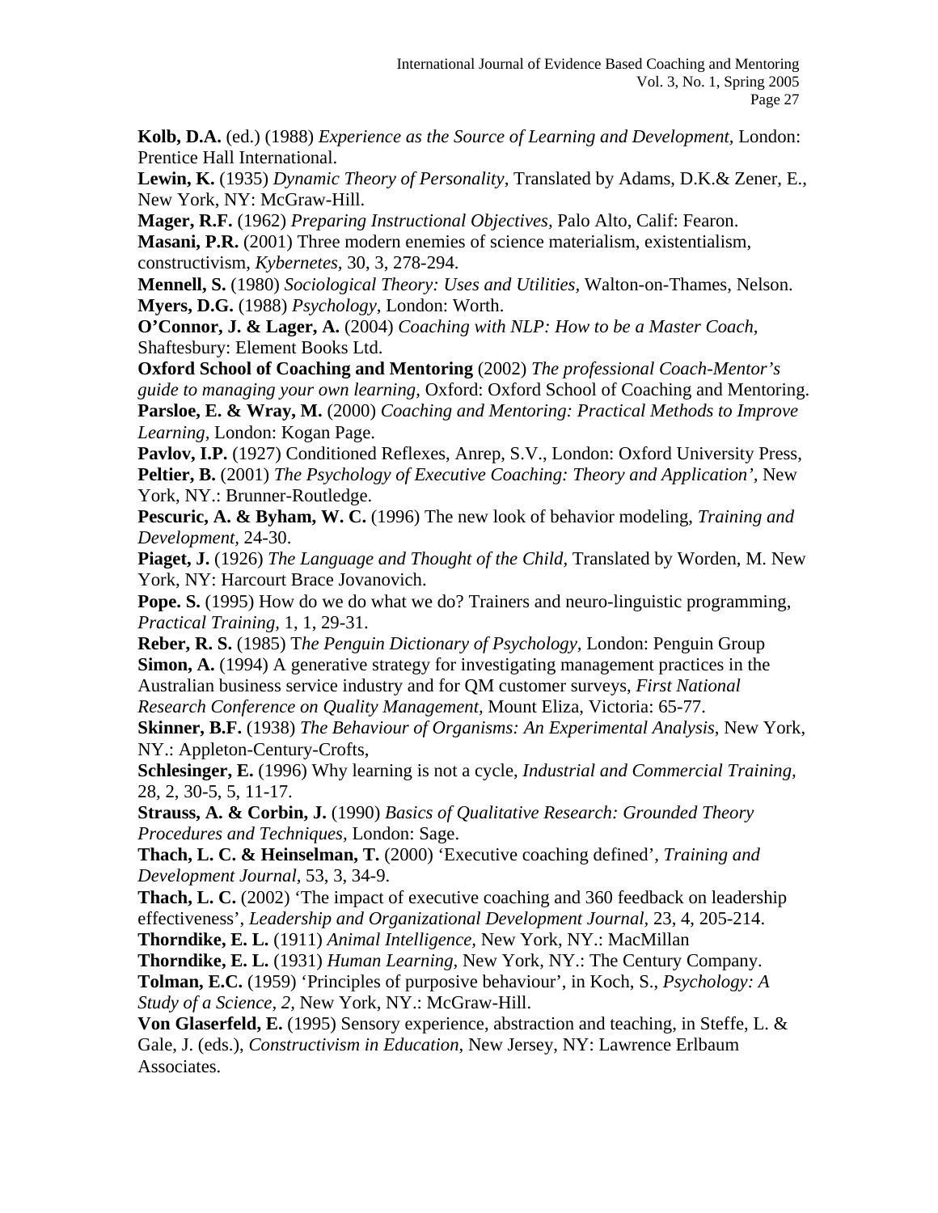**Kolb, D.A.** (ed.) (1988) *Experience as the Source of Learning and Development,* London: Prentice Hall International.

**Lewin, K.** (1935) *Dynamic Theory of Personality*, Translated by Adams, D.K.& Zener, E., New York, NY: McGraw-Hill.

**Mager, R.F.** (1962) *Preparing Instructional Objectives,* Palo Alto, Calif: Fearon.

**Masani, P.R.** (2001) Three modern enemies of science materialism, existentialism, constructivism, *Kybernetes,* 30, 3, 278-294.

**Mennell, S.** (1980) *Sociological Theory: Uses and Utilities*, Walton-on-Thames, Nelson.

**Myers, D.G.** (1988) *Psychology*, London: Worth.

**O'Connor, J. & Lager, A.** (2004) *Coaching with NLP: How to be a Master Coach,* Shaftesbury: Element Books Ltd.

**Oxford School of Coaching and Mentoring** (2002) *The professional Coach-Mentor's guide to managing your own learning*, Oxford: Oxford School of Coaching and Mentoring.

**Parsloe, E. & Wray, M.** (2000) *Coaching and Mentoring: Practical Methods to Improve Learning*, London: Kogan Page.

**Pavlov, I.P.** (1927) Conditioned Reflexes, Anrep, S.V., London: Oxford University Press,

**Peltier, B.** (2001) *The Psychology of Executive Coaching: Theory and Application',* New York, NY.: Brunner-Routledge.

**Pescuric, A. & Byham, W. C.** (1996) The new look of behavior modeling, *Training and Development,* 24-30.

**Piaget, J.** (1926) *The Language and Thought of the Child*, Translated by Worden, M. New York, NY: Harcourt Brace Jovanovich.

**Pope. S.** (1995) How do we do what we do? Trainers and neuro-linguistic programming, *Practical Training,* 1, 1, 29-31.

**Reber, R. S.** (1985) T*he Penguin Dictionary of Psychology*, London: Penguin Group

**Simon, A.** (1994) A generative strategy for investigating management practices in the Australian business service industry and for QM customer surveys, *First National Research Conference on Quality Management*, Mount Eliza, Victoria: 65-77.

**Skinner, B.F.** (1938) *The Behaviour of Organisms: An Experimental Analysis*, New York, NY.: Appleton-Century-Crofts,

**Schlesinger, E.** (1996) Why learning is not a cycle, *Industrial and Commercial Training,* 28, 2, 30-5, 5, 11-17.

**Strauss, A. & Corbin, J.** (1990) *Basics of Qualitative Research: Grounded Theory Procedures and Techniques,* London: Sage.

**Thach, L. C. & Heinselman, T.** (2000) 'Executive coaching defined', *Training and Development Journal*, 53, 3, 34-9.

**Thach, L. C.** (2002) 'The impact of executive coaching and 360 feedback on leadership effectiveness', *Leadership and Organizational Development Journal*, 23, 4, 205-214.

**Thorndike, E. L.** (1911) *Animal Intelligence,* New York, NY.: MacMillan

**Thorndike, E. L.** (1931) *Human Learning,* New York, NY.: The Century Company.

**Tolman, E.C.** (1959) 'Principles of purposive behaviour', in Koch, S., *Psychology: A Study of a Science, 2,* New York, NY.: McGraw-Hill.

**Von Glaserfeld, E.** (1995) Sensory experience, abstraction and teaching, in Steffe, L. & Gale, J. (eds.), *Constructivism in Education,* New Jersey, NY: Lawrence Erlbaum Associates.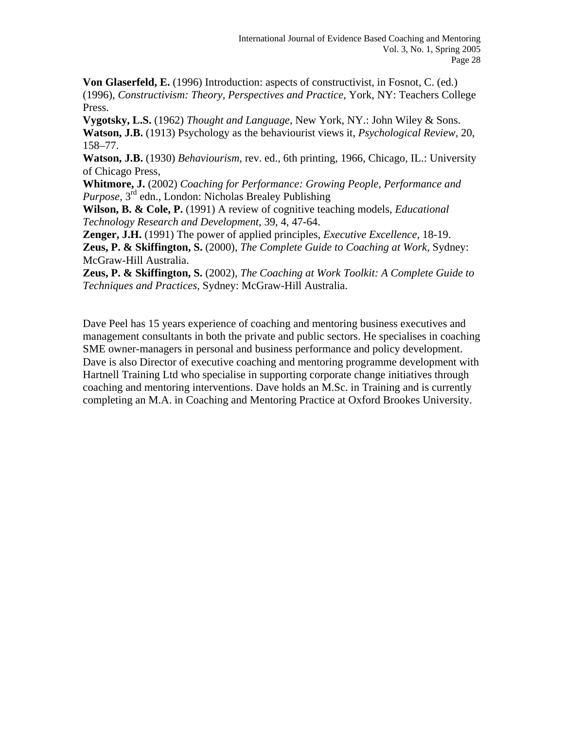**Von Glaserfeld, E.** (1996) Introduction: aspects of constructivist, in Fosnot, C. (ed.) (1996), *Constructivism: Theory, Perspectives and Practice,* York, NY: Teachers College Press.

**Vygotsky, L.S.** (1962) *Thought and Language*, New York, NY.: John Wiley & Sons.

**Watson, J.B.** (1913) Psychology as the behaviourist views it, *Psychological Review,* 20, 158–77.

**Watson, J.B.** (1930) *Behaviourism,* rev. ed., 6th printing, 1966, Chicago, IL.: University of Chicago Press,

**Whitmore, J.** (2002) *Coaching for Performance: Growing People, Performance and Purpose,* 3rd edn., London: Nicholas Brealey Publishing

**Wilson, B. & Cole, P.** (1991) A review of cognitive teaching models, *Educational Technology Research and Development,* 39, 4, 47-64.

**Zenger, J.H.** (1991) The power of applied principles, *Executive Excellence,* 18-19.

**Zeus, P. & Skiffington, S.** (2000), *The Complete Guide to Coaching at Work,* Sydney: McGraw-Hill Australia.

**Zeus, P. & Skiffington, S.** (2002), *The Coaching at Work Toolkit: A Complete Guide to Techniques and Practices,* Sydney: McGraw-Hill Australia.

Dave Peel has 15 years experience of coaching and mentoring business executives and management consultants in both the private and public sectors. He specialises in coaching SME owner-managers in personal and business performance and policy development. Dave is also Director of executive coaching and mentoring programme development with Hartnell Training Ltd who specialise in supporting corporate change initiatives through coaching and mentoring interventions. Dave holds an M.Sc. in Training and is currently completing an M.A. in Coaching and Mentoring Practice at Oxford Brookes University.